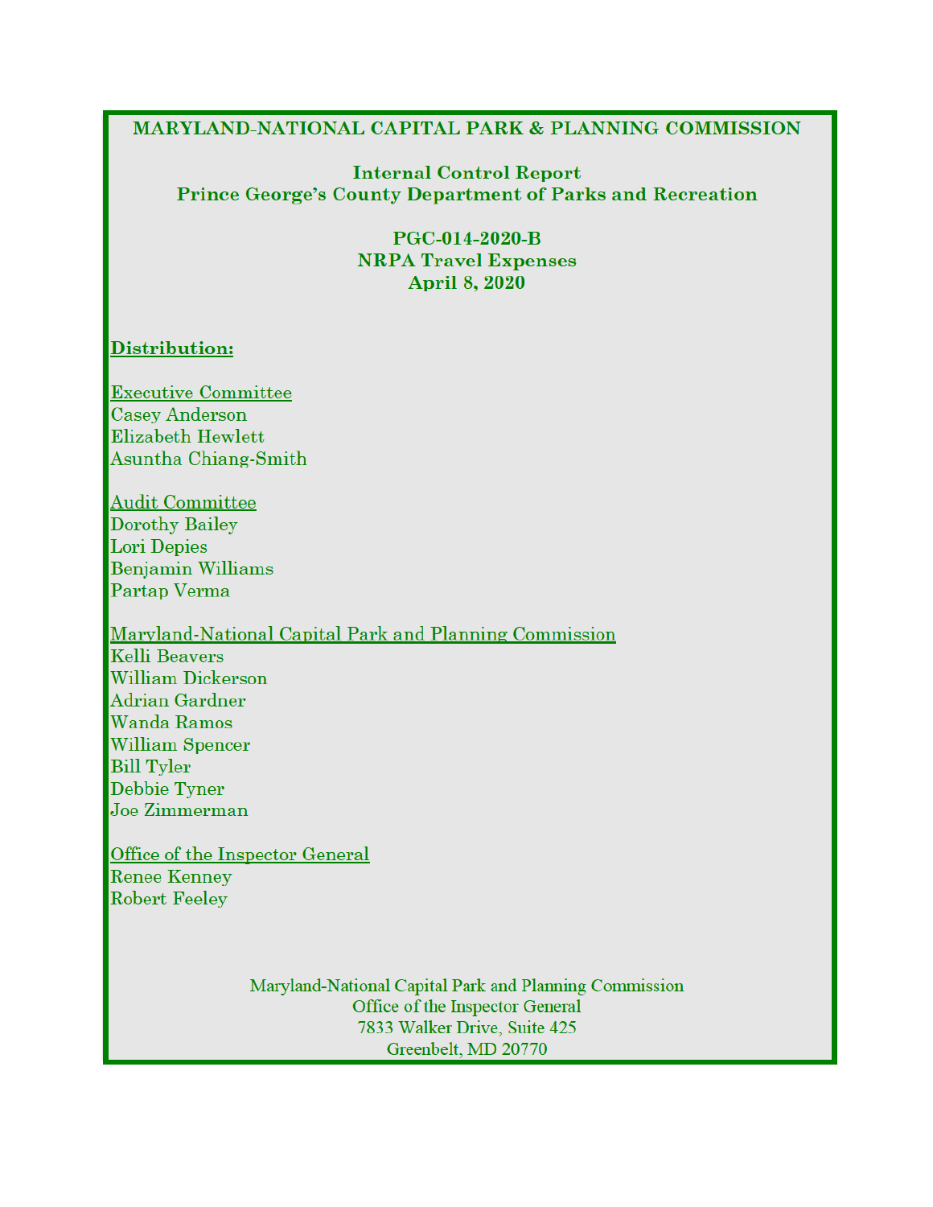# MARYLAND-NATIONAL CAPITAL PARK & PLANNING COMMISSION

## Internal Control Report
## Prince George's County Department of Parks and Recreation

### PGC-014-2020-B
### NRPA Travel Expenses
### April 8, 2020

**Distribution:**

Executive Committee
Casey Anderson
Elizabeth Hewlett
Asuntha Chiang-Smith

Audit Committee
Dorothy Bailey
Lori Depies
Benjamin Williams
Partap Verma

Maryland-National Capital Park and Planning Commission
Kelli Beavers
William Dickerson
Adrian Gardner
Wanda Ramos
William Spencer
Bill Tyler
Debbie Tyner
Joe Zimmerman

Office of the Inspector General
Renee Kenney
Robert Feeley

Maryland-National Capital Park and Planning Commission
Office of the Inspector General
7833 Walker Drive, Suite 425
Greenbelt, MD 20770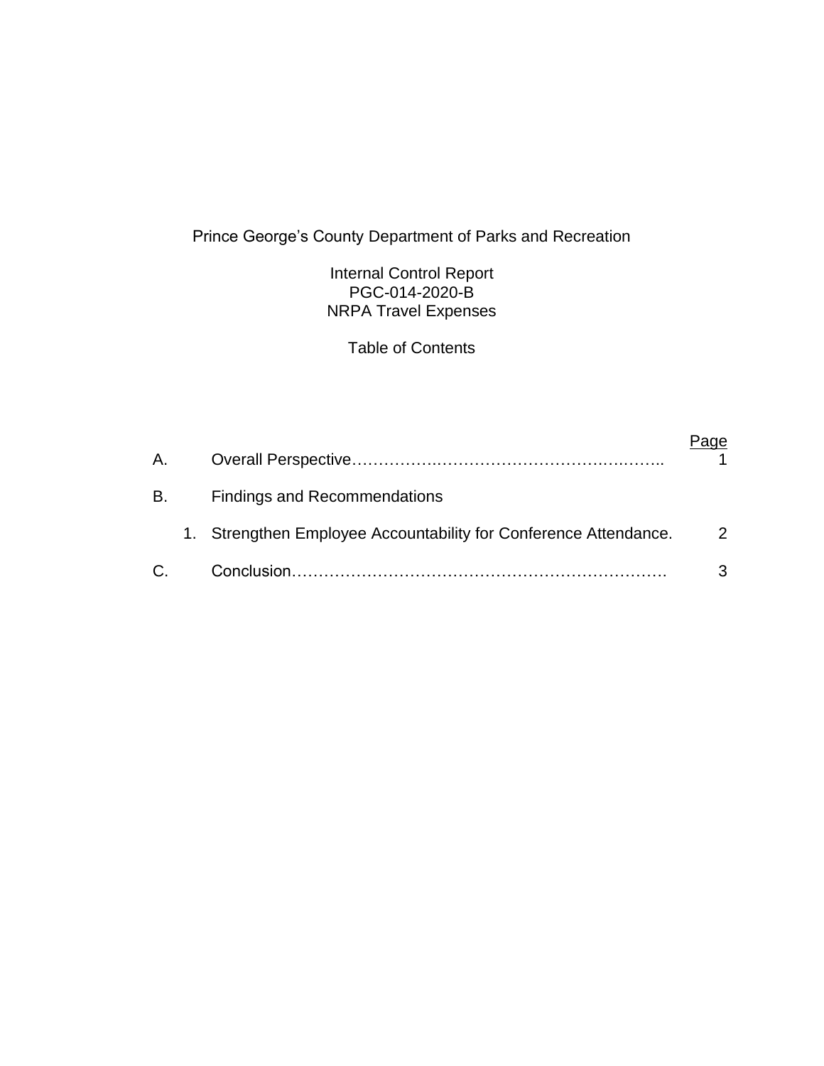Prince George's County Department of Parks and Recreation

Internal Control Report
PGC-014-2020-B
NRPA Travel Expenses

Table of Contents

| | | Page |
|---|---|---|
| A. | Overall Perspective………………………………………………………… | 1 |
| B. | Findings and Recommendations | |
| | 1. Strengthen Employee Accountability for Conference Attendance. | 2 |
| C. | Conclusion……………………………………………………………… | 3 |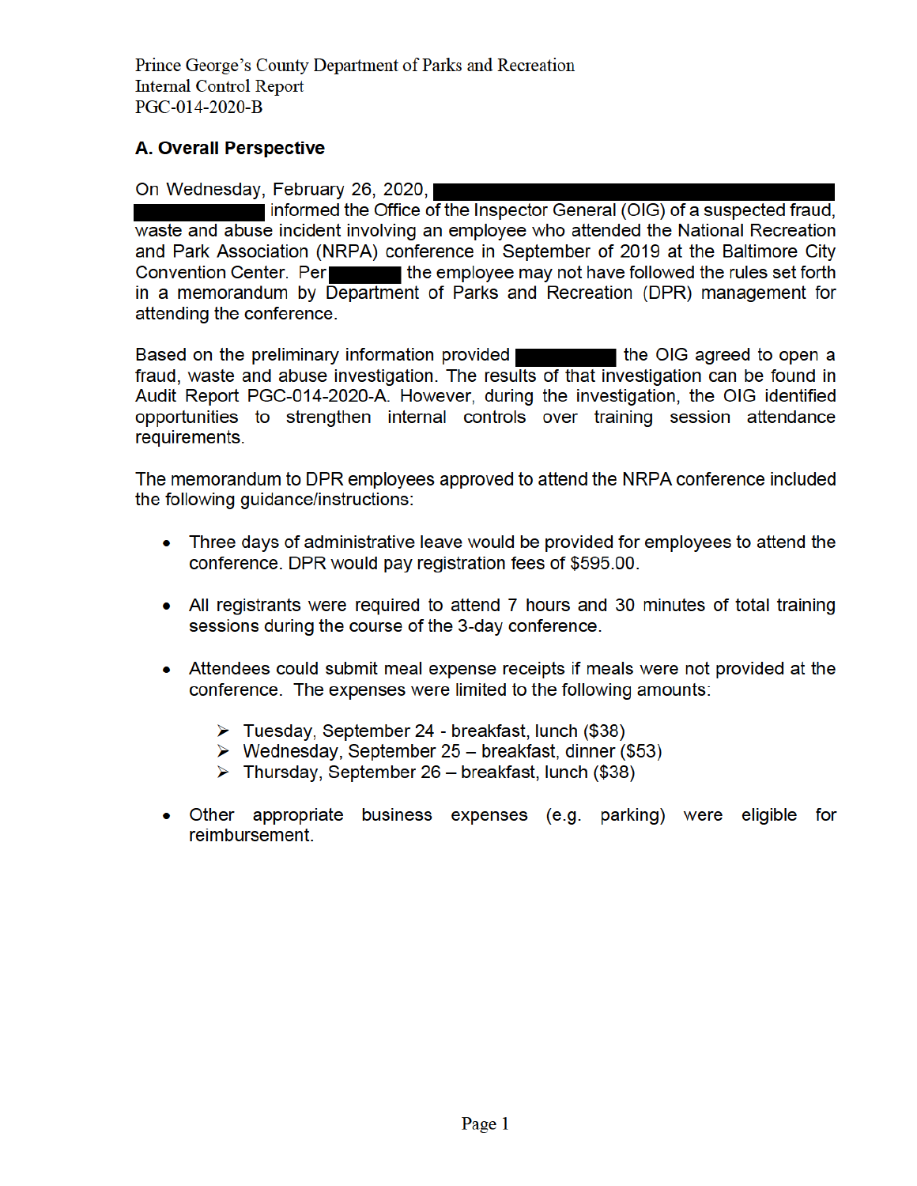## A. Overall Perspective

On Wednesday, February 26, 2020, informed the Office of the Inspector General (OIG) of a suspected fraud, waste and abuse incident involving an employee who attended the National Recreation and Park Association (NRPA) conference in September of 2019 at the Baltimore City Convention Center. Per the employee may not have followed the rules set forth in a memorandum by Department of Parks and Recreation (DPR) management for attending the conference.

Based on the preliminary information provided the OIG agreed to open a fraud, waste and abuse investigation. The results of that investigation can be found in Audit Report PGC-014-2020-A. However, during the investigation, the OIG identified opportunities to strengthen internal controls over training session attendance requirements.

The memorandum to DPR employees approved to attend the NRPA conference included the following guidance/instructions:

- Three days of administrative leave would be provided for employees to attend the conference. DPR would pay registration fees of $595.00.
- All registrants were required to attend 7 hours and 30 minutes of total training sessions during the course of the 3-day conference.
- Attendees could submit meal expense receipts if meals were not provided at the conference. The expenses were limited to the following amounts:
  - Tuesday, September 24 - breakfast, lunch ($38)
  - Wednesday, September 25 – breakfast, dinner ($53)
  - Thursday, September 26 – breakfast, lunch ($38)
- Other appropriate business expenses (e.g. parking) were eligible for reimbursement.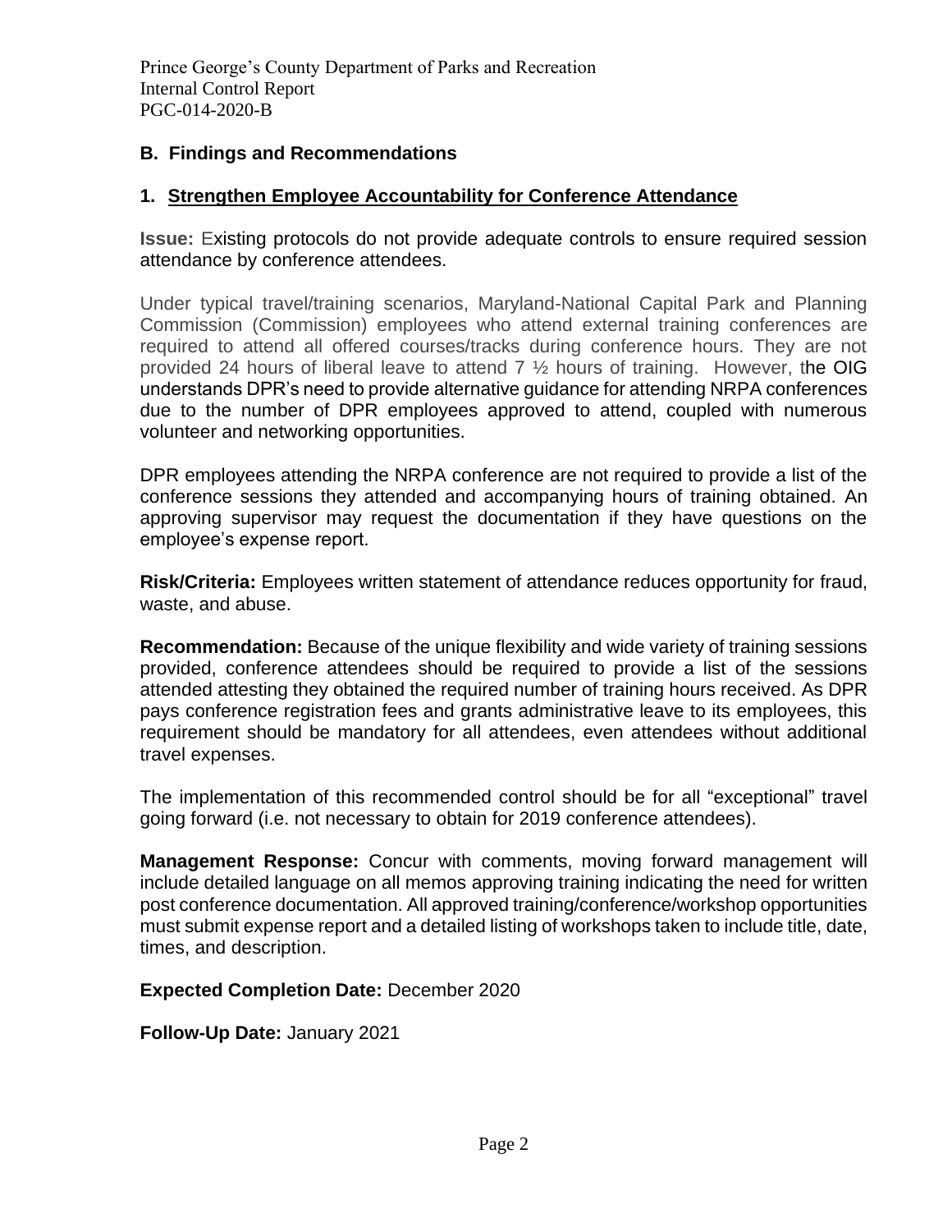## B. Findings and Recommendations

### 1. Strengthen Employee Accountability for Conference Attendance

**Issue:** Existing protocols do not provide adequate controls to ensure required session attendance by conference attendees.

Under typical travel/training scenarios, Maryland-National Capital Park and Planning Commission (Commission) employees who attend external training conferences are required to attend all offered courses/tracks during conference hours. They are not provided 24 hours of liberal leave to attend 7 ½ hours of training. However, the OIG understands DPR's need to provide alternative guidance for attending NRPA conferences due to the number of DPR employees approved to attend, coupled with numerous volunteer and networking opportunities.

DPR employees attending the NRPA conference are not required to provide a list of the conference sessions they attended and accompanying hours of training obtained. An approving supervisor may request the documentation if they have questions on the employee's expense report.

**Risk/Criteria:** Employees written statement of attendance reduces opportunity for fraud, waste, and abuse.

**Recommendation:** Because of the unique flexibility and wide variety of training sessions provided, conference attendees should be required to provide a list of the sessions attended attesting they obtained the required number of training hours received. As DPR pays conference registration fees and grants administrative leave to its employees, this requirement should be mandatory for all attendees, even attendees without additional travel expenses.

The implementation of this recommended control should be for all "exceptional" travel going forward (i.e. not necessary to obtain for 2019 conference attendees).

**Management Response:** Concur with comments, moving forward management will include detailed language on all memos approving training indicating the need for written post conference documentation. All approved training/conference/workshop opportunities must submit expense report and a detailed listing of workshops taken to include title, date, times, and description.

**Expected Completion Date:** December 2020

**Follow-Up Date:** January 2021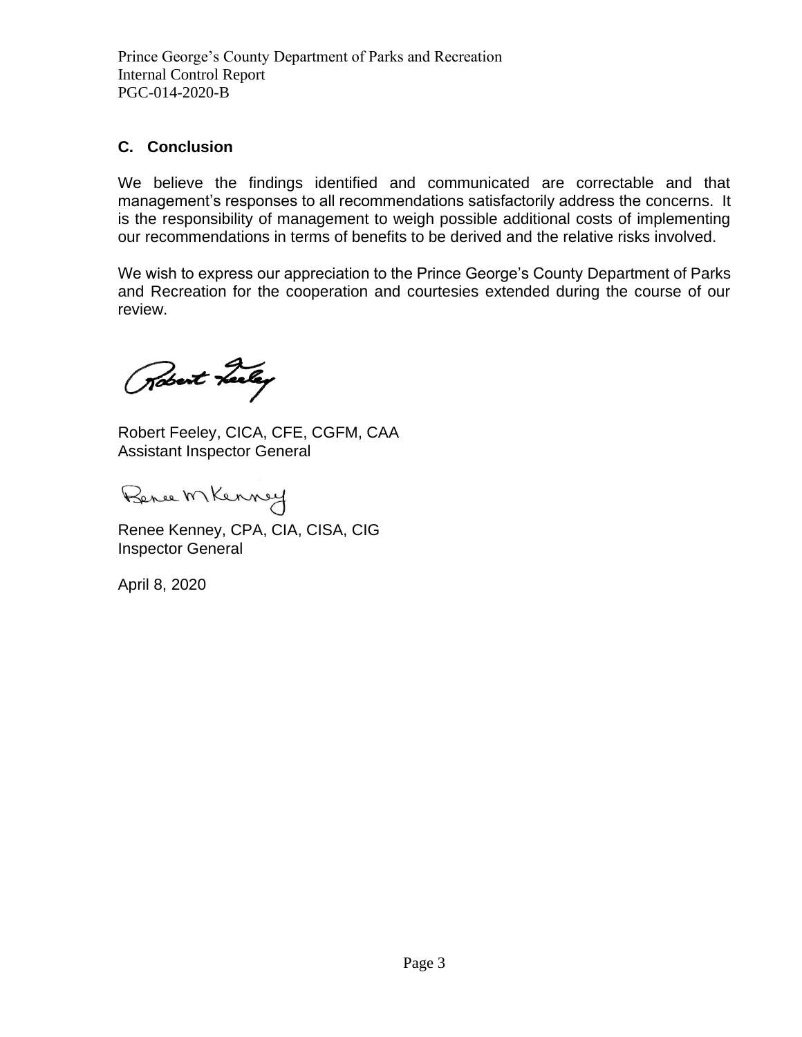## C. Conclusion

We believe the findings identified and communicated are correctable and that management's responses to all recommendations satisfactorily address the concerns. It is the responsibility of management to weigh possible additional costs of implementing our recommendations in terms of benefits to be derived and the relative risks involved.

We wish to express our appreciation to the Prince George's County Department of Parks and Recreation for the cooperation and courtesies extended during the course of our review.

Robert Feeley, CICA, CFE, CGFM, CAA
Assistant Inspector General

Renee Kenney, CPA, CIA, CISA, CIG
Inspector General

April 8, 2020